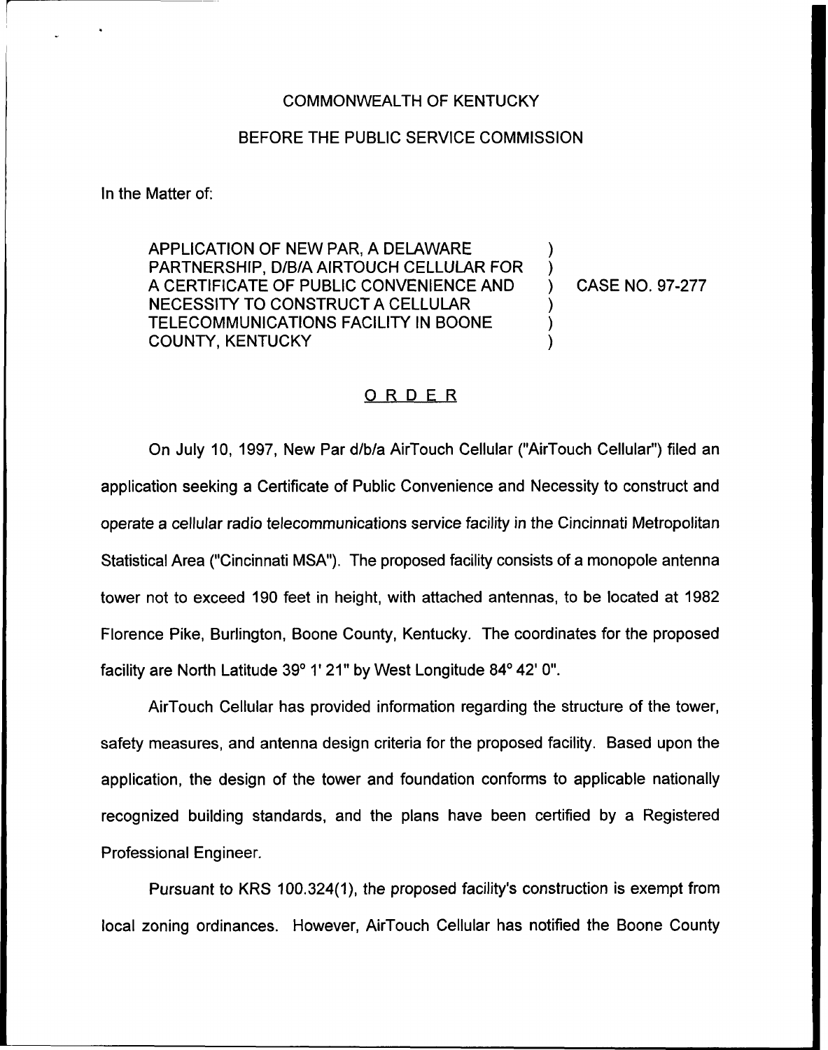COMMONWEALTH OF KENTUCKY

BEFORE THE PUBLIC SERVICE COMMISSION

In the Matter of:

| | | |
|---|---|---|
| APPLICATION OF NEW PAR, A DELAWARE PARTNERSHIP, D/B/A AIRTOUCH CELLULAR FOR A CERTIFICATE OF PUBLIC CONVENIENCE AND NECESSITY TO CONSTRUCT A CELLULAR TELECOMMUNICATIONS FACILITY IN BOONE COUNTY, KENTUCKY | ) | CASE NO. 97-277 |

## ORDER

On July 10, 1997, New Par d/b/a AirTouch Cellular ("AirTouch Cellular") filed an application seeking a Certificate of Public Convenience and Necessity to construct and operate a cellular radio telecommunications service facility in the Cincinnati Metropolitan Statistical Area ("Cincinnati MSA"). The proposed facility consists of a monopole antenna tower not to exceed 190 feet in height, with attached antennas, to be located at 1982 Florence Pike, Burlington, Boone County, Kentucky. The coordinates for the proposed facility are North Latitude 39° 1' 21" by West Longitude 84° 42' 0".

AirTouch Cellular has provided information regarding the structure of the tower, safety measures, and antenna design criteria for the proposed facility. Based upon the application, the design of the tower and foundation conforms to applicable nationally recognized building standards, and the plans have been certified by a Registered Professional Engineer.

Pursuant to KRS 100.324(1), the proposed facility's construction is exempt from local zoning ordinances. However, AirTouch Cellular has notified the Boone County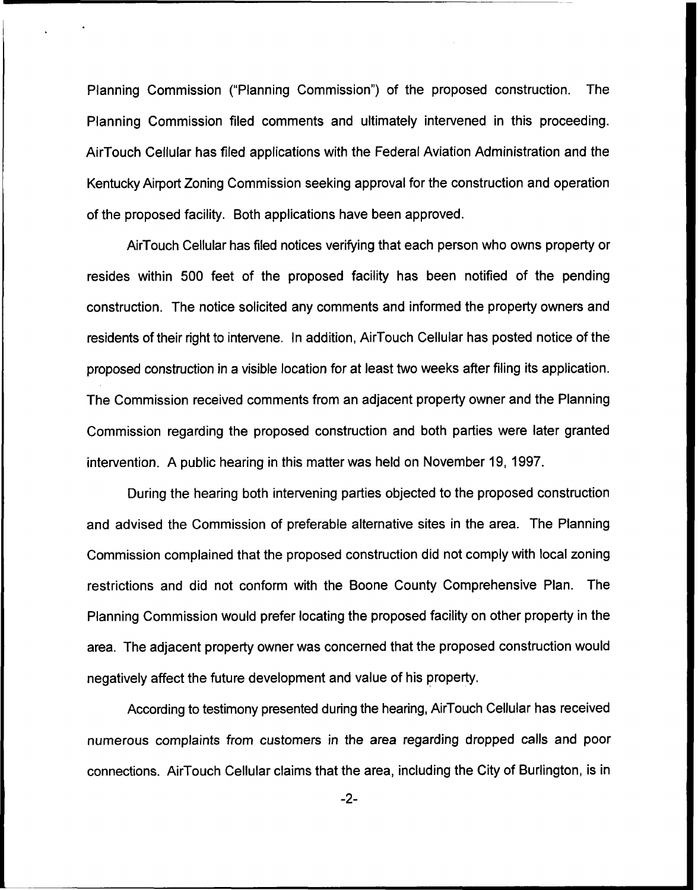Planning Commission ("Planning Commission") of the proposed construction. The Planning Commission filed comments and ultimately intervened in this proceeding. AirTouch Cellular has filed applications with the Federal Aviation Administration and the Kentucky Airport Zoning Commission seeking approval for the construction and operation of the proposed facility. Both applications have been approved.

AirTouch Cellular has filed notices verifying that each person who owns property or resides within 500 feet of the proposed facility has been notified of the pending construction. The notice solicited any comments and informed the property owners and residents of their right to intervene. In addition, AirTouch Cellular has posted notice of the proposed construction in a visible location for at least two weeks after filing its application. The Commission received comments from an adjacent property owner and the Planning Commission regarding the proposed construction and both parties were later granted intervention. A public hearing in this matter was held on November 19, 1997.

During the hearing both intervening parties objected to the proposed construction and advised the Commission of preferable alternative sites in the area. The Planning Commission complained that the proposed construction did not comply with local zoning restrictions and did not conform with the Boone County Comprehensive Plan. The Planning Commission would prefer locating the proposed facility on other property in the area. The adjacent property owner was concerned that the proposed construction would negatively affect the future development and value of his property.

According to testimony presented during the hearing, AirTouch Cellular has received numerous complaints from customers in the area regarding dropped calls and poor connections. AirTouch Cellular claims that the area, including the City of Burlington, is in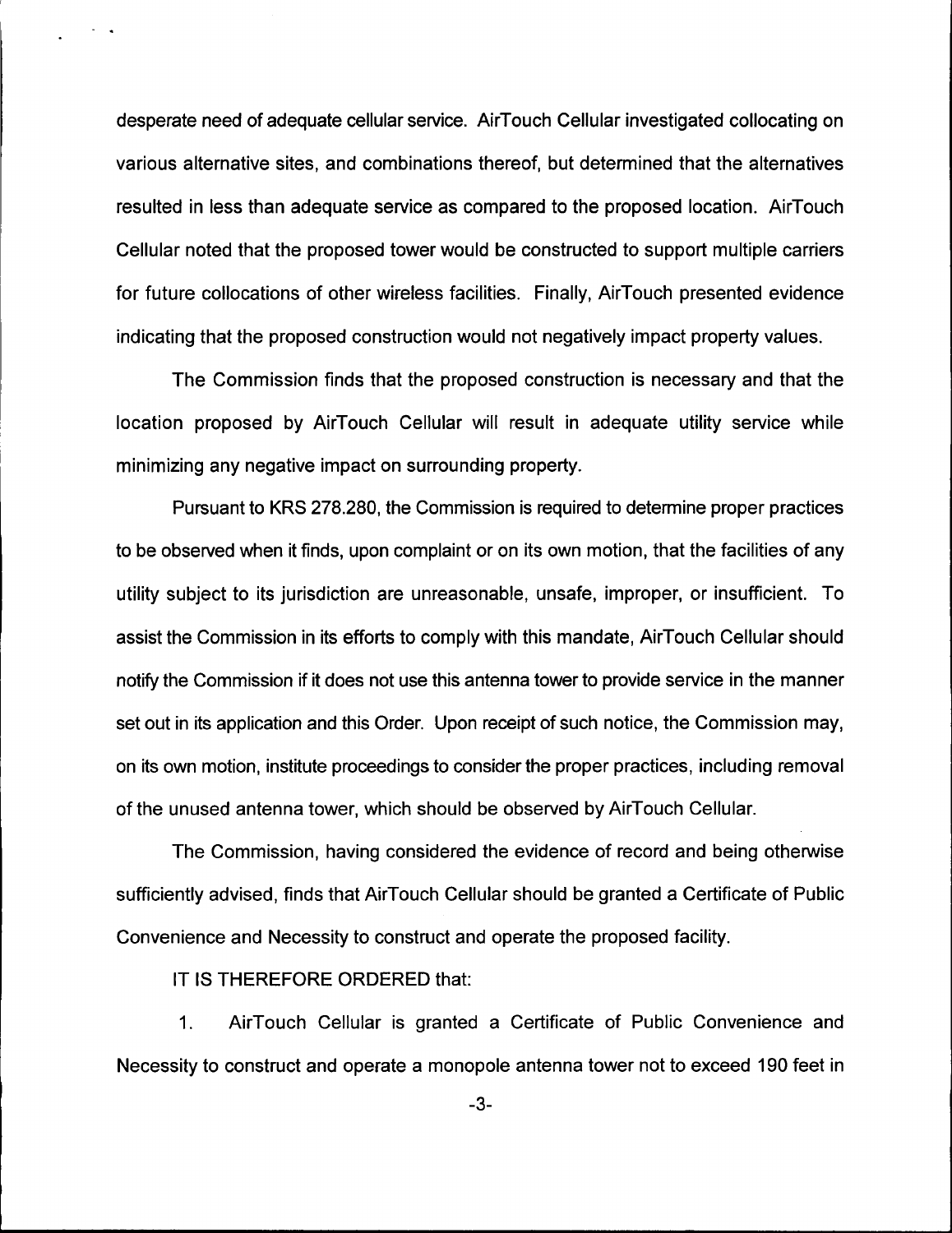desperate need of adequate cellular service. AirTouch Cellular investigated collocating on various alternative sites, and combinations thereof, but determined that the alternatives resulted in less than adequate service as compared to the proposed location. AirTouch Cellular noted that the proposed tower would be constructed to support multiple carriers for future collocations of other wireless facilities. Finally, AirTouch presented evidence indicating that the proposed construction would not negatively impact property values.

The Commission finds that the proposed construction is necessary and that the location proposed by AirTouch Cellular will result in adequate utility service while minimizing any negative impact on surrounding property.

Pursuant to KRS 278.280, the Commission is required to determine proper practices to be observed when it finds, upon complaint or on its own motion, that the facilities of any utility subject to its jurisdiction are unreasonable, unsafe, improper, or insufficient. To assist the Commission in its efforts to comply with this mandate, AirTouch Cellular should notify the Commission if it does not use this antenna tower to provide service in the manner set out in its application and this Order. Upon receipt of such notice, the Commission may, on its own motion, institute proceedings to consider the proper practices, including removal of the unused antenna tower, which should be observed by AirTouch Cellular.

The Commission, having considered the evidence of record and being otherwise sufficiently advised, finds that AirTouch Cellular should be granted a Certificate of Public Convenience and Necessity to construct and operate the proposed facility.

IT IS THEREFORE ORDERED that:

1. AirTouch Cellular is granted a Certificate of Public Convenience and Necessity to construct and operate a monopole antenna tower not to exceed 190 feet in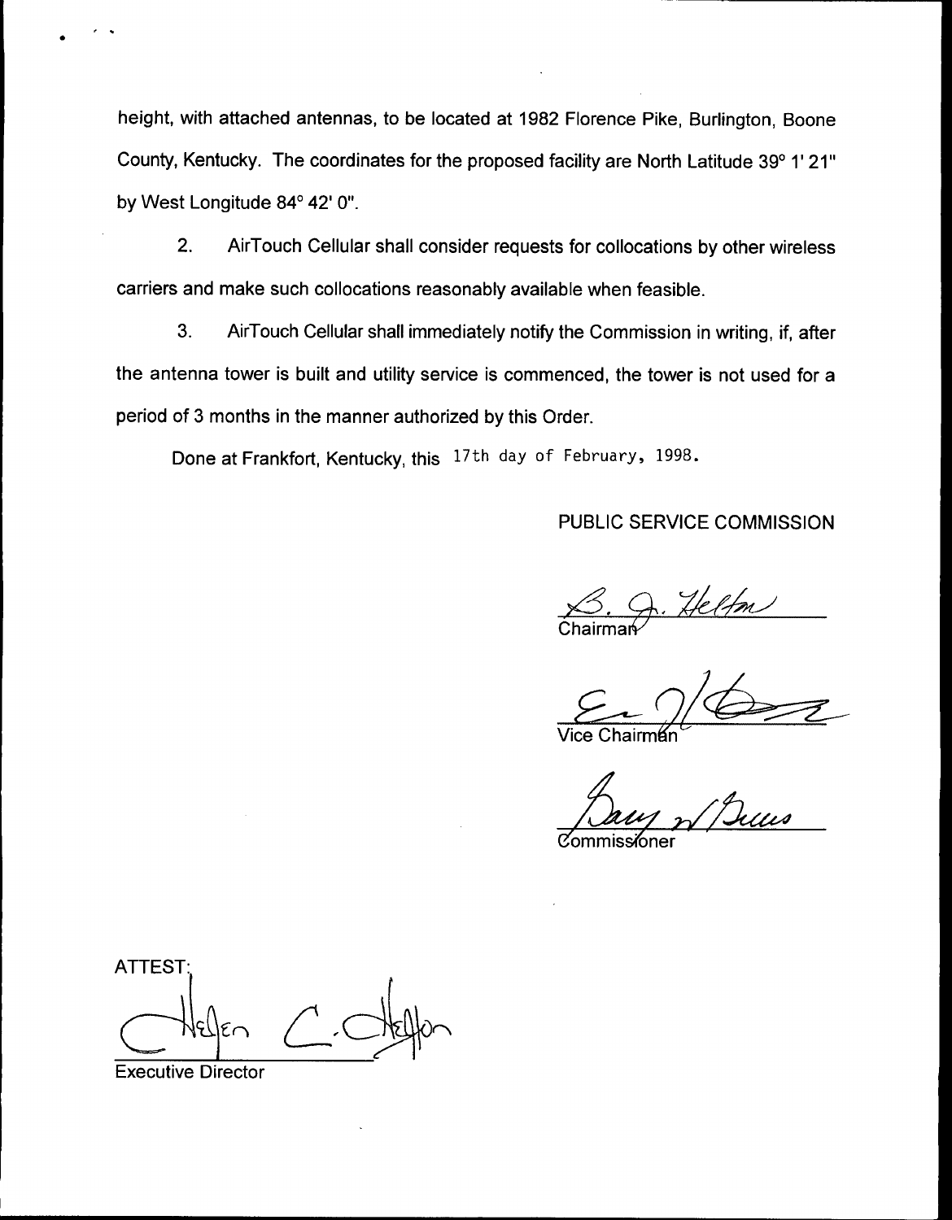height, with attached antennas, to be located at 1982 Florence Pike, Burlington, Boone County, Kentucky. The coordinates for the proposed facility are North Latitude 39° 1' 21" by West Longitude 84° 42' 0".

2. AirTouch Cellular shall consider requests for collocations by other wireless carriers and make such collocations reasonably available when feasible.

3. AirTouch Cellular shall immediately notify the Commission in writing, if, after the antenna tower is built and utility service is commenced, the tower is not used for a period of 3 months in the manner authorized by this Order.

Done at Frankfort, Kentucky, this 17th day of February, 1998.

PUBLIC SERVICE COMMISSION

Chairman

Vice Chairman

Commissioner

ATTEST:

Executive Director